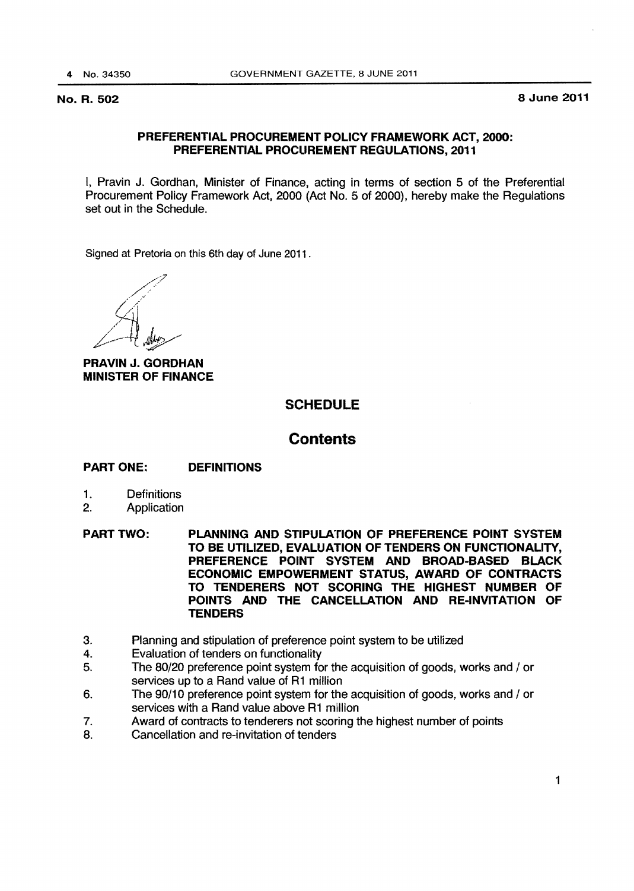**No. R. 502** **8 June 2011**

## PREFERENTIAL PROCUREMENT POLICY FRAMEWORK ACT, 2000: PREFERENTIAL PROCUREMENT REGULATIONS, 2011

I, Pravin J. Gordhan, Minister of Finance, acting in terms of section 5 of the Preferential Procurement Policy Framework Act, 2000 (Act No. 5 of 2000), hereby make the Regulations set out in the Schedule.

Signed at Pretoria on this 6th day of June 2011.

**PRAVIN J. GORDHAN**
**MINISTER OF FINANCE**

## SCHEDULE

## Contents

**PART ONE: DEFINITIONS**

1. Definitions
2. Application

**PART TWO: PLANNING AND STIPULATION OF PREFERENCE POINT SYSTEM TO BE UTILIZED, EVALUATION OF TENDERS ON FUNCTIONALITY, PREFERENCE POINT SYSTEM AND BROAD-BASED BLACK ECONOMIC EMPOWERMENT STATUS, AWARD OF CONTRACTS TO TENDERERS NOT SCORING THE HIGHEST NUMBER OF POINTS AND THE CANCELLATION AND RE-INVITATION OF TENDERS**

3. Planning and stipulation of preference point system to be utilized
4. Evaluation of tenders on functionality
5. The 80/20 preference point system for the acquisition of goods, works and / or services up to a Rand value of R1 million
6. The 90/10 preference point system for the acquisition of goods, works and / or services with a Rand value above R1 million
7. Award of contracts to tenderers not scoring the highest number of points
8. Cancellation and re-invitation of tenders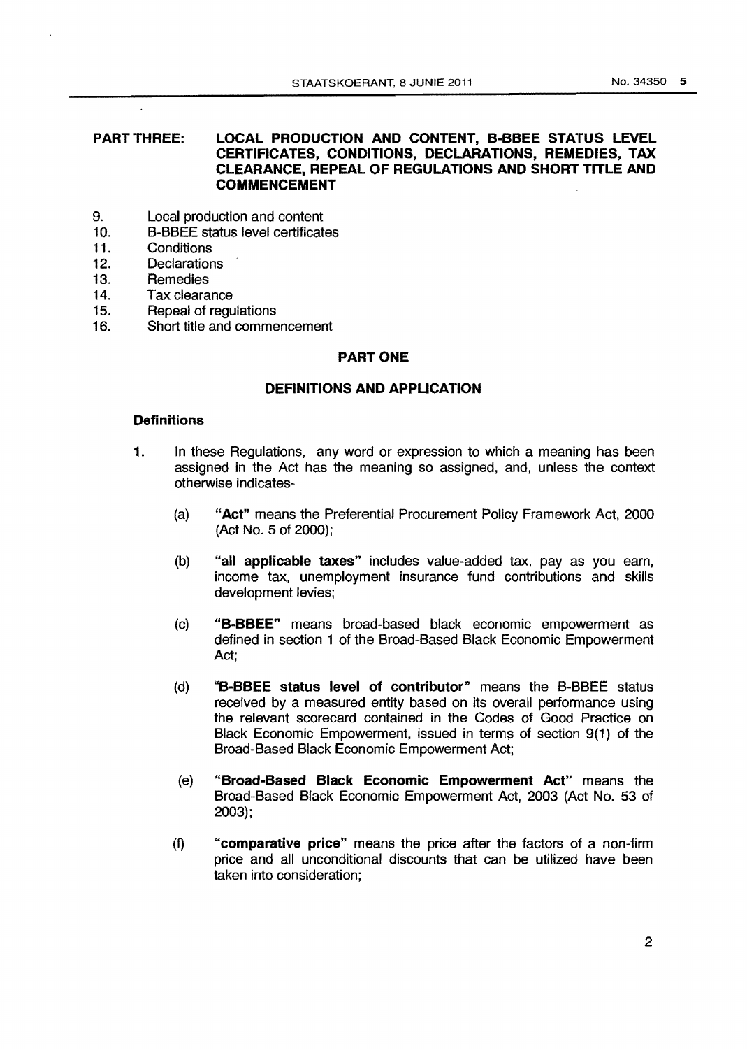**PART THREE: LOCAL PRODUCTION AND CONTENT, B-BBEE STATUS LEVEL CERTIFICATES, CONDITIONS, DECLARATIONS, REMEDIES, TAX CLEARANCE, REPEAL OF REGULATIONS AND SHORT TITLE AND COMMENCEMENT**

9. Local production and content
10. B-BBEE status level certificates
11. Conditions
12. Declarations
13. Remedies
14. Tax clearance
15. Repeal of regulations
16. Short title and commencement

## PART ONE

## DEFINITIONS AND APPLICATION

### Definitions

**1.** In these Regulations, any word or expression to which a meaning has been assigned in the Act has the meaning so assigned, and, unless the context otherwise indicates-

(a) **"Act"** means the Preferential Procurement Policy Framework Act, 2000 (Act No. 5 of 2000);

(b) **"all applicable taxes"** includes value-added tax, pay as you earn, income tax, unemployment insurance fund contributions and skills development levies;

(c) **"B-BBEE"** means broad-based black economic empowerment as defined in section 1 of the Broad-Based Black Economic Empowerment Act;

(d) **"B-BBEE status level of contributor"** means the B-BBEE status received by a measured entity based on its overall performance using the relevant scorecard contained in the Codes of Good Practice on Black Economic Empowerment, issued in terms of section 9(1) of the Broad-Based Black Economic Empowerment Act;

(e) **"Broad-Based Black Economic Empowerment Act"** means the Broad-Based Black Economic Empowerment Act, 2003 (Act No. 53 of 2003);

(f) **"comparative price"** means the price after the factors of a non-firm price and all unconditional discounts that can be utilized have been taken into consideration;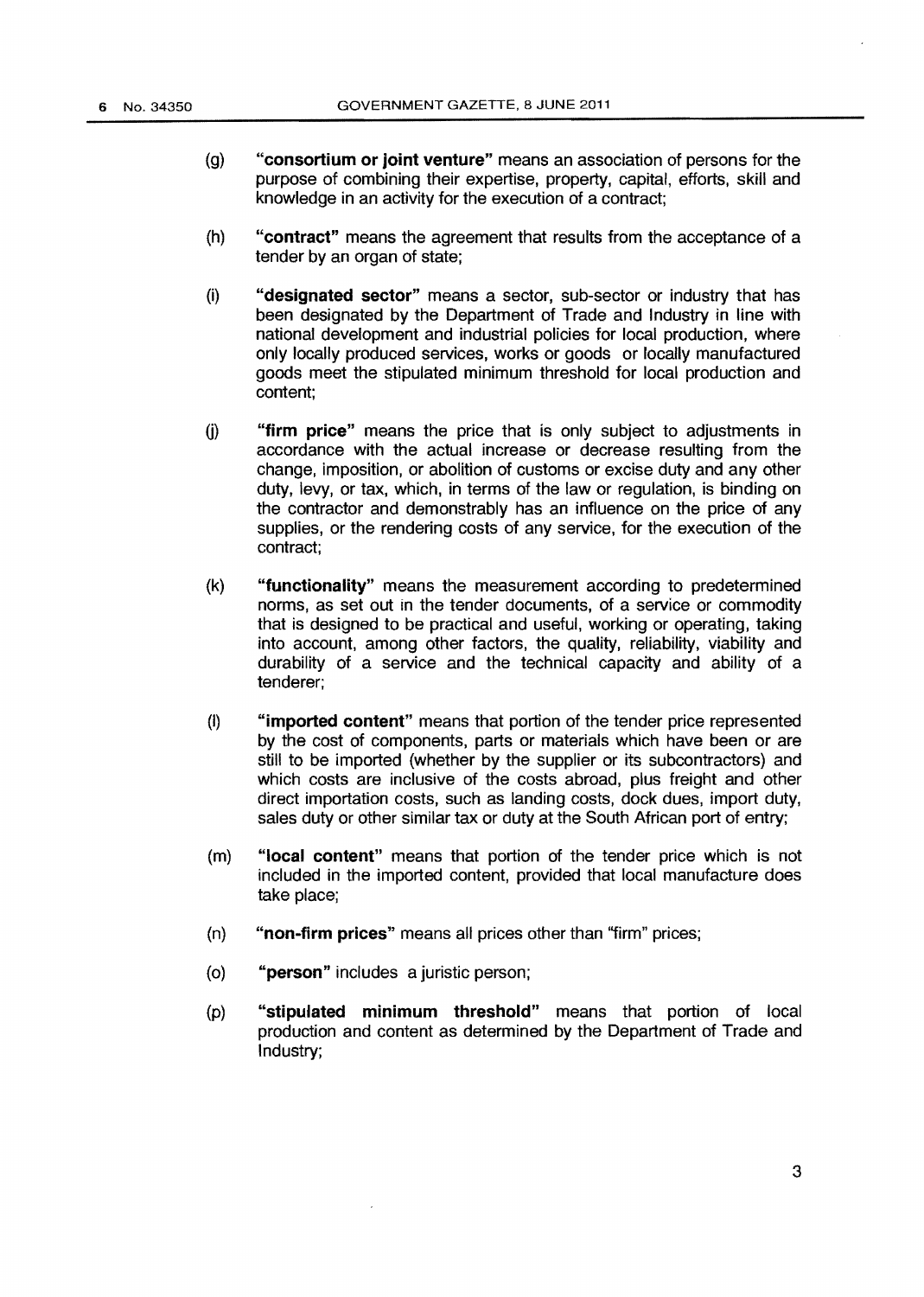(g) **"consortium or joint venture"** means an association of persons for the purpose of combining their expertise, property, capital, efforts, skill and knowledge in an activity for the execution of a contract;

(h) **"contract"** means the agreement that results from the acceptance of a tender by an organ of state;

(i) **"designated sector"** means a sector, sub-sector or industry that has been designated by the Department of Trade and Industry in line with national development and industrial policies for local production, where only locally produced services, works or goods or locally manufactured goods meet the stipulated minimum threshold for local production and content;

(j) **"firm price"** means the price that is only subject to adjustments in accordance with the actual increase or decrease resulting from the change, imposition, or abolition of customs or excise duty and any other duty, levy, or tax, which, in terms of the law or regulation, is binding on the contractor and demonstrably has an influence on the price of any supplies, or the rendering costs of any service, for the execution of the contract;

(k) **"functionality"** means the measurement according to predetermined norms, as set out in the tender documents, of a service or commodity that is designed to be practical and useful, working or operating, taking into account, among other factors, the quality, reliability, viability and durability of a service and the technical capacity and ability of a tenderer;

(l) **"imported content"** means that portion of the tender price represented by the cost of components, parts or materials which have been or are still to be imported (whether by the supplier or its subcontractors) and which costs are inclusive of the costs abroad, plus freight and other direct importation costs, such as landing costs, dock dues, import duty, sales duty or other similar tax or duty at the South African port of entry;

(m) **"local content"** means that portion of the tender price which is not included in the imported content, provided that local manufacture does take place;

(n) **"non-firm prices"** means all prices other than "firm" prices;

(o) **"person"** includes a juristic person;

(p) **"stipulated minimum threshold"** means that portion of local production and content as determined by the Department of Trade and Industry;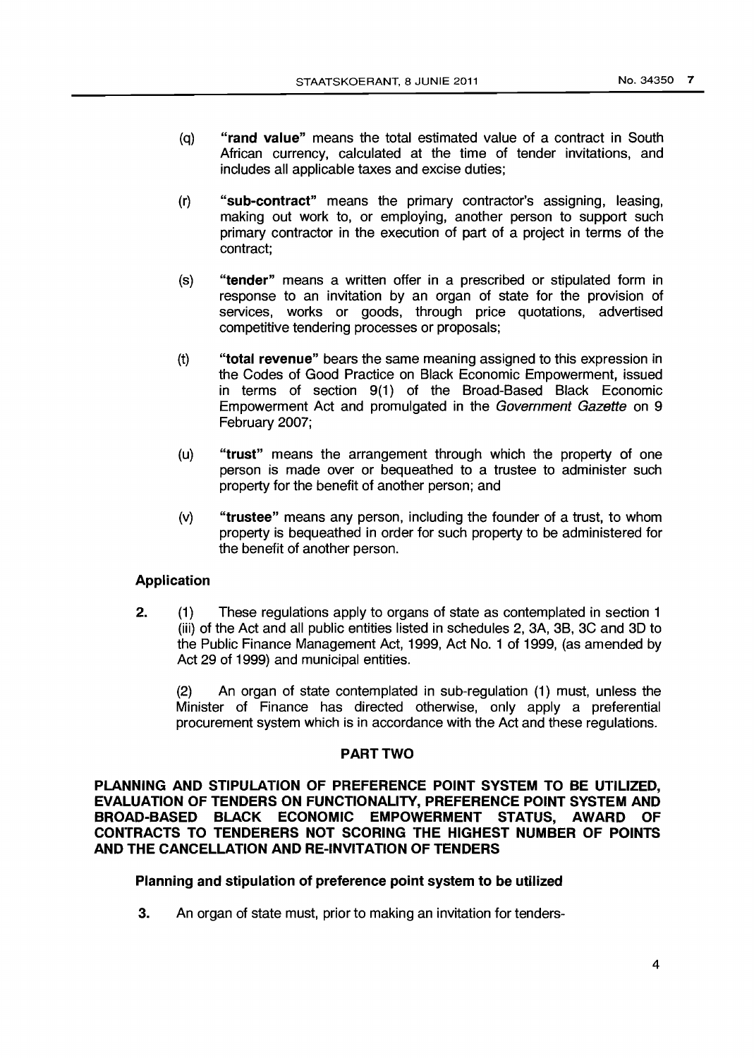(q) **"rand value"** means the total estimated value of a contract in South African currency, calculated at the time of tender invitations, and includes all applicable taxes and excise duties;

(r) **"sub-contract"** means the primary contractor's assigning, leasing, making out work to, or employing, another person to support such primary contractor in the execution of part of a project in terms of the contract;

(s) **"tender"** means a written offer in a prescribed or stipulated form in response to an invitation by an organ of state for the provision of services, works or goods, through price quotations, advertised competitive tendering processes or proposals;

(t) **"total revenue"** bears the same meaning assigned to this expression in the Codes of Good Practice on Black Economic Empowerment, issued in terms of section 9(1) of the Broad-Based Black Economic Empowerment Act and promulgated in the *Government Gazette* on 9 February 2007;

(u) **"trust"** means the arrangement through which the property of one person is made over or bequeathed to a trustee to administer such property for the benefit of another person; and

(v) **"trustee"** means any person, including the founder of a trust, to whom property is bequeathed in order for such property to be administered for the benefit of another person.

### Application

**2.** (1) These regulations apply to organs of state as contemplated in section 1 (iii) of the Act and all public entities listed in schedules 2, 3A, 3B, 3C and 3D to the Public Finance Management Act, 1999, Act No. 1 of 1999, (as amended by Act 29 of 1999) and municipal entities.

(2) An organ of state contemplated in sub-regulation (1) must, unless the Minister of Finance has directed otherwise, only apply a preferential procurement system which is in accordance with the Act and these regulations.

## PART TWO

## PLANNING AND STIPULATION OF PREFERENCE POINT SYSTEM TO BE UTILIZED, EVALUATION OF TENDERS ON FUNCTIONALITY, PREFERENCE POINT SYSTEM AND BROAD-BASED BLACK ECONOMIC EMPOWERMENT STATUS, AWARD OF CONTRACTS TO TENDERERS NOT SCORING THE HIGHEST NUMBER OF POINTS AND THE CANCELLATION AND RE-INVITATION OF TENDERS

### Planning and stipulation of preference point system to be utilized

**3.** An organ of state must, prior to making an invitation for tenders-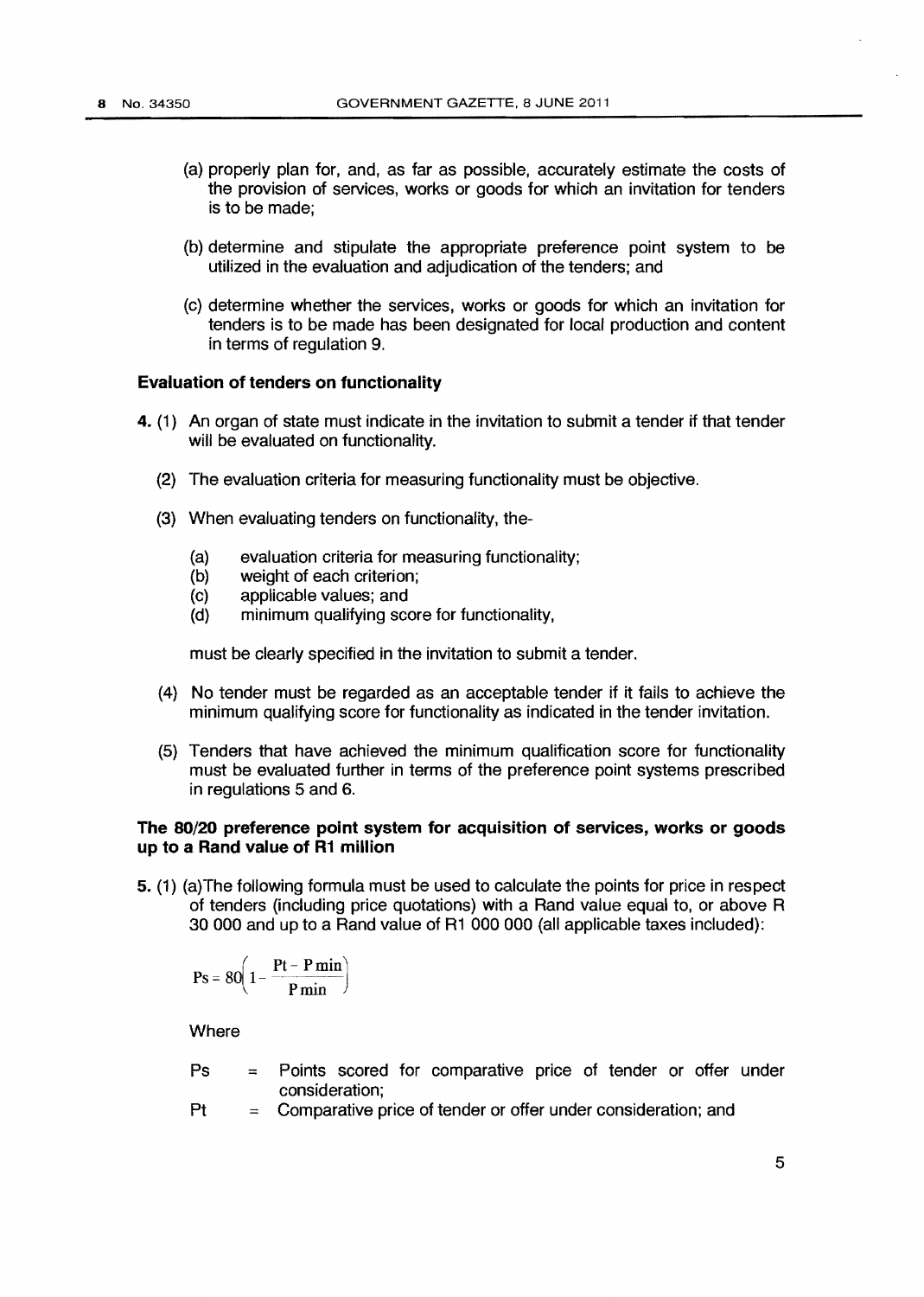(a) properly plan for, and, as far as possible, accurately estimate the costs of the provision of services, works or goods for which an invitation for tenders is to be made;

(b) determine and stipulate the appropriate preference point system to be utilized in the evaluation and adjudication of the tenders; and

(c) determine whether the services, works or goods for which an invitation for tenders is to be made has been designated for local production and content in terms of regulation 9.

**Evaluation of tenders on functionality**

**4.** (1) An organ of state must indicate in the invitation to submit a tender if that tender will be evaluated on functionality.

(2) The evaluation criteria for measuring functionality must be objective.

(3) When evaluating tenders on functionality, the-

(a) evaluation criteria for measuring functionality;
(b) weight of each criterion;
(c) applicable values; and
(d) minimum qualifying score for functionality,

must be clearly specified in the invitation to submit a tender.

(4) No tender must be regarded as an acceptable tender if it fails to achieve the minimum qualifying score for functionality as indicated in the tender invitation.

(5) Tenders that have achieved the minimum qualification score for functionality must be evaluated further in terms of the preference point systems prescribed in regulations 5 and 6.

**The 80/20 preference point system for acquisition of services, works or goods up to a Rand value of R1 million**

**5.** (1) (a)The following formula must be used to calculate the points for price in respect of tenders (including price quotations) with a Rand value equal to, or above R 30 000 and up to a Rand value of R1 000 000 (all applicable taxes included):

$$Ps = 80\left(1 - \frac{Pt - P\min}{P\min}\right)$$

Where

Ps = Points scored for comparative price of tender or offer under consideration;

Pt = Comparative price of tender or offer under consideration; and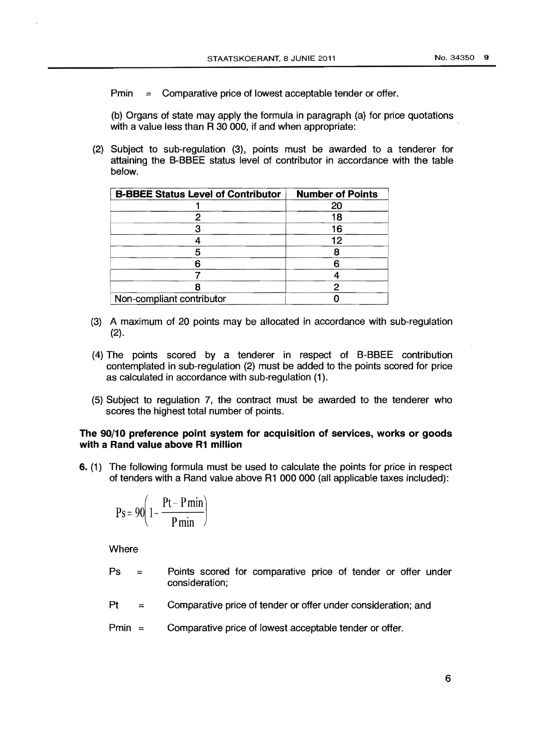Pmin = Comparative price of lowest acceptable tender or offer.

(b) Organs of state may apply the formula in paragraph (a) for price quotations with a value less than R 30 000, if and when appropriate:

(2) Subject to sub-regulation (3), points must be awarded to a tenderer for attaining the B-BBEE status level of contributor in accordance with the table below.

| B-BBEE Status Level of Contributor | Number of Points |
|---|---|
| 1 | 20 |
| 2 | 18 |
| 3 | 16 |
| 4 | 12 |
| 5 | 8 |
| 6 | 6 |
| 7 | 4 |
| 8 | 2 |
| Non-compliant contributor | 0 |

(3) A maximum of 20 points may be allocated in accordance with sub-regulation (2).

(4) The points scored by a tenderer in respect of B-BBEE contribution contemplated in sub-regulation (2) must be added to the points scored for price as calculated in accordance with sub-regulation (1).

(5) Subject to regulation 7, the contract must be awarded to the tenderer who scores the highest total number of points.

**The 90/10 preference point system for acquisition of services, works or goods with a Rand value above R1 million**

**6.** (1) The following formula must be used to calculate the points for price in respect of tenders with a Rand value above R1 000 000 (all applicable taxes included):

$$Ps = 90\left(1 - \frac{Pt - P\min}{P\min}\right)$$

Where

Ps = Points scored for comparative price of tender or offer under consideration;

Pt = Comparative price of tender or offer under consideration; and

Pmin = Comparative price of lowest acceptable tender or offer.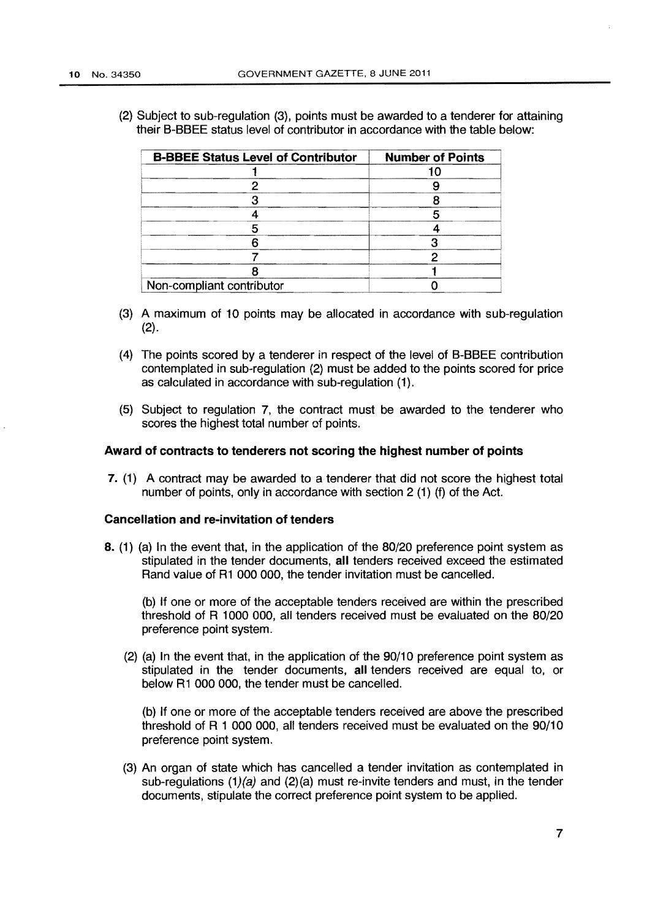(2) Subject to sub-regulation (3), points must be awarded to a tenderer for attaining their B-BBEE status level of contributor in accordance with the table below:

| B-BBEE Status Level of Contributor | Number of Points |
|---|---|
| 1 | 10 |
| 2 | 9 |
| 3 | 8 |
| 4 | 5 |
| 5 | 4 |
| 6 | 3 |
| 7 | 2 |
| 8 | 1 |
| Non-compliant contributor | 0 |

(3) A maximum of 10 points may be allocated in accordance with sub-regulation (2).

(4) The points scored by a tenderer in respect of the level of B-BBEE contribution contemplated in sub-regulation (2) must be added to the points scored for price as calculated in accordance with sub-regulation (1).

(5) Subject to regulation 7, the contract must be awarded to the tenderer who scores the highest total number of points.

**Award of contracts to tenderers not scoring the highest number of points**

**7.** (1) A contract may be awarded to a tenderer that did not score the highest total number of points, only in accordance with section 2 (1) (f) of the Act.

**Cancellation and re-invitation of tenders**

**8.** (1) (a) In the event that, in the application of the 80/20 preference point system as stipulated in the tender documents, **all** tenders received exceed the estimated Rand value of R1 000 000, the tender invitation must be cancelled.

(b) If one or more of the acceptable tenders received are within the prescribed threshold of R 1000 000, all tenders received must be evaluated on the 80/20 preference point system.

(2) (a) In the event that, in the application of the 90/10 preference point system as stipulated in the tender documents, **all** tenders received are equal to, or below R1 000 000, the tender must be cancelled.

(b) If one or more of the acceptable tenders received are above the prescribed threshold of R 1 000 000, all tenders received must be evaluated on the 90/10 preference point system.

(3) An organ of state which has cancelled a tender invitation as contemplated in sub-regulations (1)*(a)* and (2)(a) must re-invite tenders and must, in the tender documents, stipulate the correct preference point system to be applied.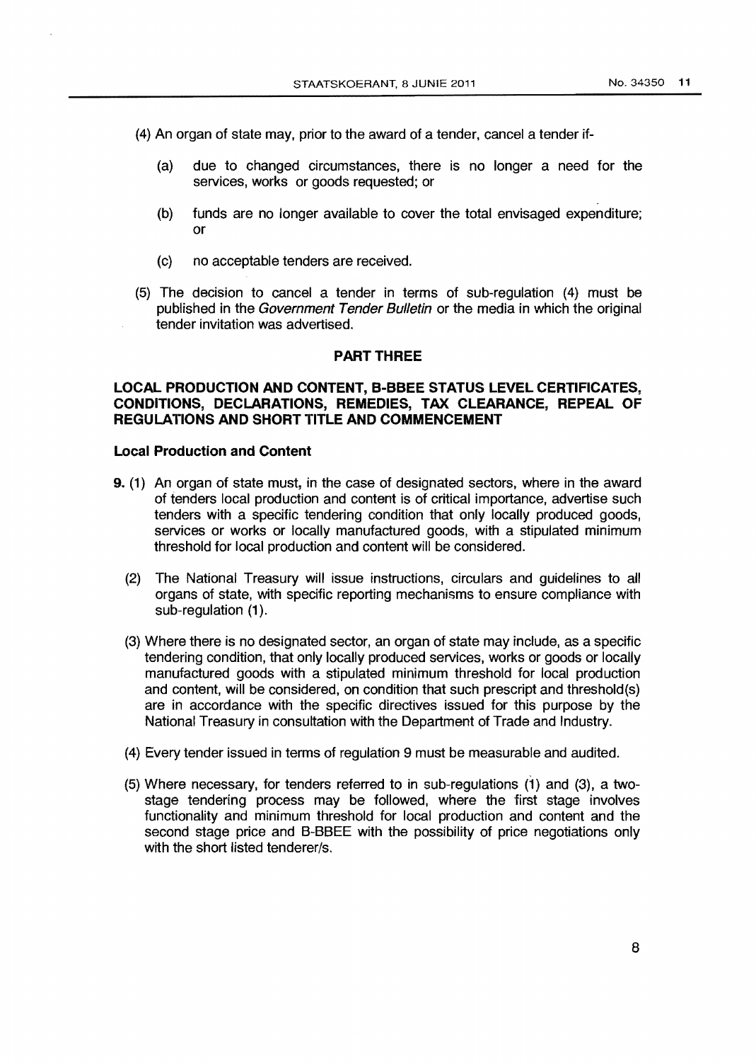(4) An organ of state may, prior to the award of a tender, cancel a tender if-

(a) due to changed circumstances, there is no longer a need for the services, works or goods requested; or

(b) funds are no longer available to cover the total envisaged expenditure; or

(c) no acceptable tenders are received.

(5) The decision to cancel a tender in terms of sub-regulation (4) must be published in the *Government Tender Bulletin* or the media in which the original tender invitation was advertised.

## PART THREE

## LOCAL PRODUCTION AND CONTENT, B-BBEE STATUS LEVEL CERTIFICATES, CONDITIONS, DECLARATIONS, REMEDIES, TAX CLEARANCE, REPEAL OF REGULATIONS AND SHORT TITLE AND COMMENCEMENT

### Local Production and Content

**9.** (1) An organ of state must, in the case of designated sectors, where in the award of tenders local production and content is of critical importance, advertise such tenders with a specific tendering condition that only locally produced goods, services or works or locally manufactured goods, with a stipulated minimum threshold for local production and content will be considered.

(2) The National Treasury will issue instructions, circulars and guidelines to all organs of state, with specific reporting mechanisms to ensure compliance with sub-regulation (1).

(3) Where there is no designated sector, an organ of state may include, as a specific tendering condition, that only locally produced services, works or goods or locally manufactured goods with a stipulated minimum threshold for local production and content, will be considered, on condition that such prescript and threshold(s) are in accordance with the specific directives issued for this purpose by the National Treasury in consultation with the Department of Trade and Industry.

(4) Every tender issued in terms of regulation 9 must be measurable and audited.

(5) Where necessary, for tenders referred to in sub-regulations (1) and (3), a two-stage tendering process may be followed, where the first stage involves functionality and minimum threshold for local production and content and the second stage price and B-BBEE with the possibility of price negotiations only with the short listed tenderer/s.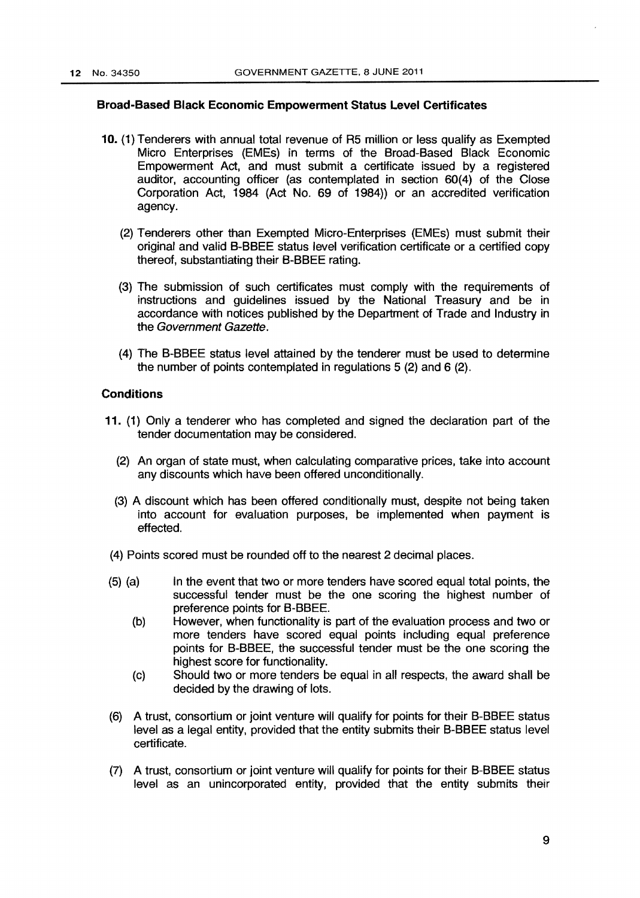### Broad-Based Black Economic Empowerment Status Level Certificates

**10.** (1) Tenderers with annual total revenue of R5 million or less qualify as Exempted Micro Enterprises (EMEs) in terms of the Broad-Based Black Economic Empowerment Act, and must submit a certificate issued by a registered auditor, accounting officer (as contemplated in section 60(4) of the Close Corporation Act, 1984 (Act No. 69 of 1984)) or an accredited verification agency.

(2) Tenderers other than Exempted Micro-Enterprises (EMEs) must submit their original and valid B-BBEE status level verification certificate or a certified copy thereof, substantiating their B-BBEE rating.

(3) The submission of such certificates must comply with the requirements of instructions and guidelines issued by the National Treasury and be in accordance with notices published by the Department of Trade and Industry in the *Government Gazette*.

(4) The B-BBEE status level attained by the tenderer must be used to determine the number of points contemplated in regulations 5 (2) and 6 (2).

### Conditions

**11.** (1) Only a tenderer who has completed and signed the declaration part of the tender documentation may be considered.

(2) An organ of state must, when calculating comparative prices, take into account any discounts which have been offered unconditionally.

(3) A discount which has been offered conditionally must, despite not being taken into account for evaluation purposes, be implemented when payment is effected.

(4) Points scored must be rounded off to the nearest 2 decimal places.

(5) (a) In the event that two or more tenders have scored equal total points, the successful tender must be the one scoring the highest number of preference points for B-BBEE.

(b) However, when functionality is part of the evaluation process and two or more tenders have scored equal points including equal preference points for B-BBEE, the successful tender must be the one scoring the highest score for functionality.

(c) Should two or more tenders be equal in all respects, the award shall be decided by the drawing of lots.

(6) A trust, consortium or joint venture will qualify for points for their B-BBEE status level as a legal entity, provided that the entity submits their B-BBEE status level certificate.

(7) A trust, consortium or joint venture will qualify for points for their B-BBEE status level as an unincorporated entity, provided that the entity submits their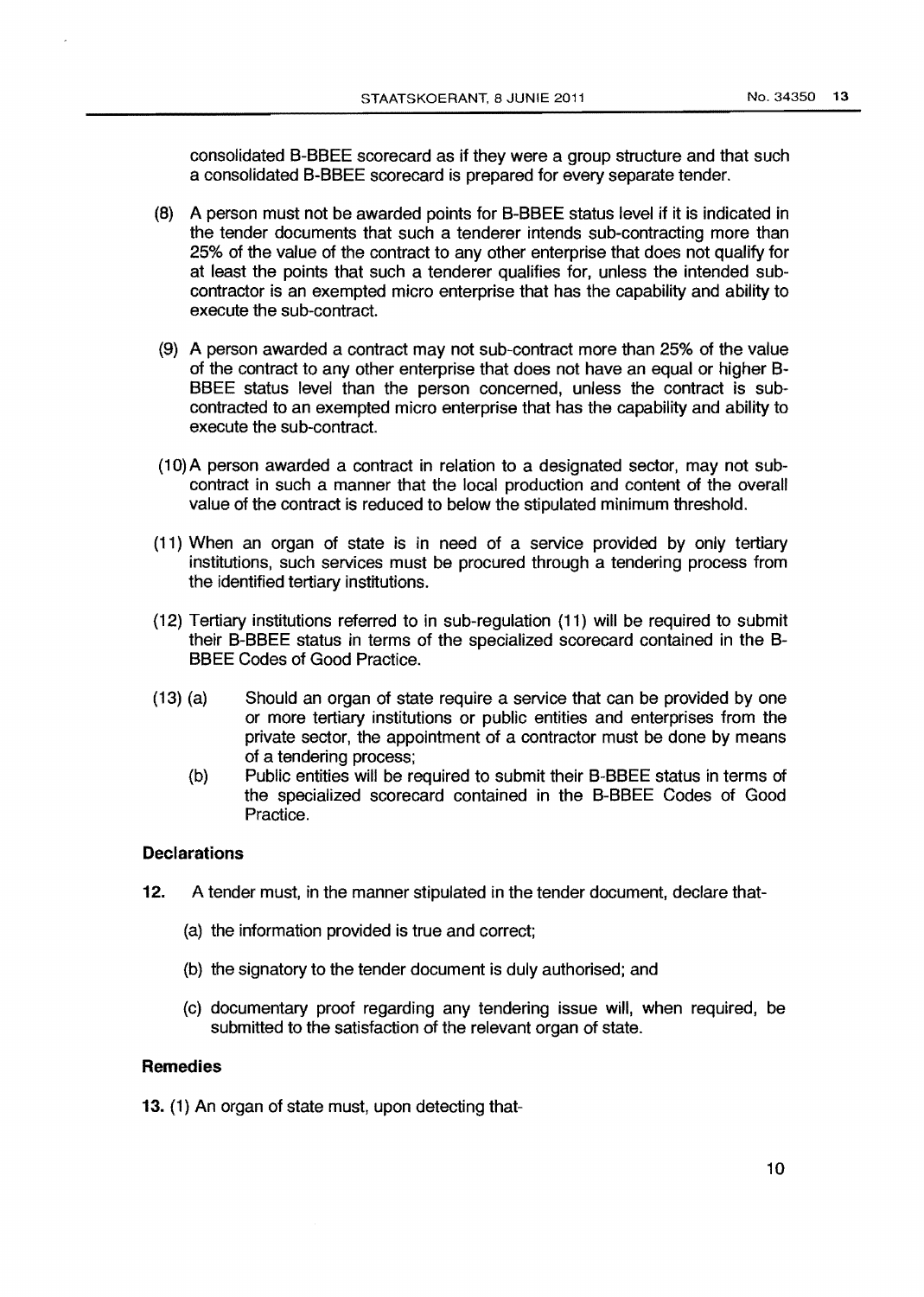consolidated B-BBEE scorecard as if they were a group structure and that such a consolidated B-BBEE scorecard is prepared for every separate tender.

(8) A person must not be awarded points for B-BBEE status level if it is indicated in the tender documents that such a tenderer intends sub-contracting more than 25% of the value of the contract to any other enterprise that does not qualify for at least the points that such a tenderer qualifies for, unless the intended sub-contractor is an exempted micro enterprise that has the capability and ability to execute the sub-contract.

(9) A person awarded a contract may not sub-contract more than 25% of the value of the contract to any other enterprise that does not have an equal or higher B-BBEE status level than the person concerned, unless the contract is sub-contracted to an exempted micro enterprise that has the capability and ability to execute the sub-contract.

(10) A person awarded a contract in relation to a designated sector, may not sub-contract in such a manner that the local production and content of the overall value of the contract is reduced to below the stipulated minimum threshold.

(11) When an organ of state is in need of a service provided by only tertiary institutions, such services must be procured through a tendering process from the identified tertiary institutions.

(12) Tertiary institutions referred to in sub-regulation (11) will be required to submit their B-BBEE status in terms of the specialized scorecard contained in the B-BBEE Codes of Good Practice.

(13) (a) Should an organ of state require a service that can be provided by one or more tertiary institutions or public entities and enterprises from the private sector, the appointment of a contractor must be done by means of a tendering process;

(b) Public entities will be required to submit their B-BBEE status in terms of the specialized scorecard contained in the B-BBEE Codes of Good Practice.

**Declarations**

**12.** A tender must, in the manner stipulated in the tender document, declare that-

(a) the information provided is true and correct;

(b) the signatory to the tender document is duly authorised; and

(c) documentary proof regarding any tendering issue will, when required, be submitted to the satisfaction of the relevant organ of state.

**Remedies**

**13.** (1) An organ of state must, upon detecting that-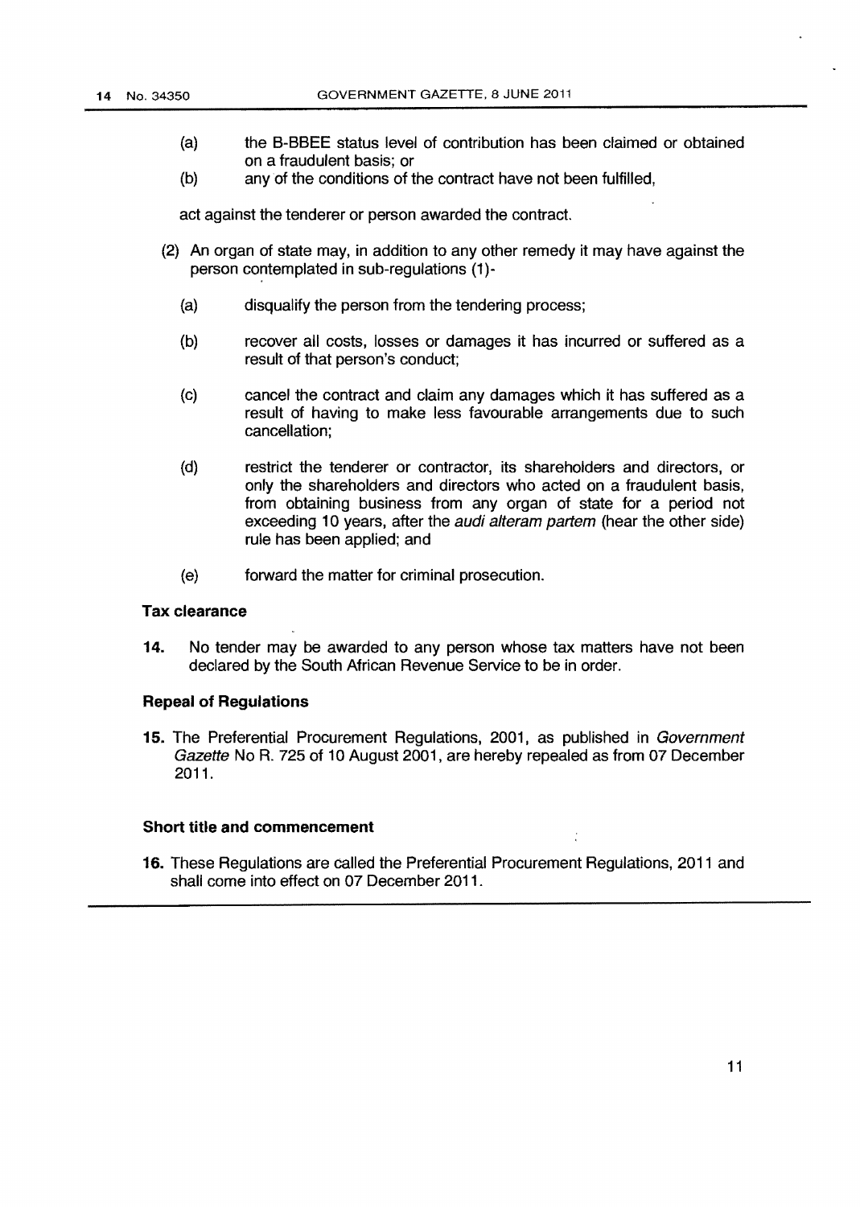(a) the B-BBEE status level of contribution has been claimed or obtained on a fraudulent basis; or

(b) any of the conditions of the contract have not been fulfilled,

act against the tenderer or person awarded the contract.

(2) An organ of state may, in addition to any other remedy it may have against the person contemplated in sub-regulations (1)-

(a) disqualify the person from the tendering process;

(b) recover all costs, losses or damages it has incurred or suffered as a result of that person's conduct;

(c) cancel the contract and claim any damages which it has suffered as a result of having to make less favourable arrangements due to such cancellation;

(d) restrict the tenderer or contractor, its shareholders and directors, or only the shareholders and directors who acted on a fraudulent basis, from obtaining business from any organ of state for a period not exceeding 10 years, after the *audi alteram partem* (hear the other side) rule has been applied; and

(e) forward the matter for criminal prosecution.

**Tax clearance**

**14.** No tender may be awarded to any person whose tax matters have not been declared by the South African Revenue Service to be in order.

**Repeal of Regulations**

**15.** The Preferential Procurement Regulations, 2001, as published in *Government Gazette* No R. 725 of 10 August 2001, are hereby repealed as from 07 December 2011.

**Short title and commencement**

**16.** These Regulations are called the Preferential Procurement Regulations, 2011 and shall come into effect on 07 December 2011.